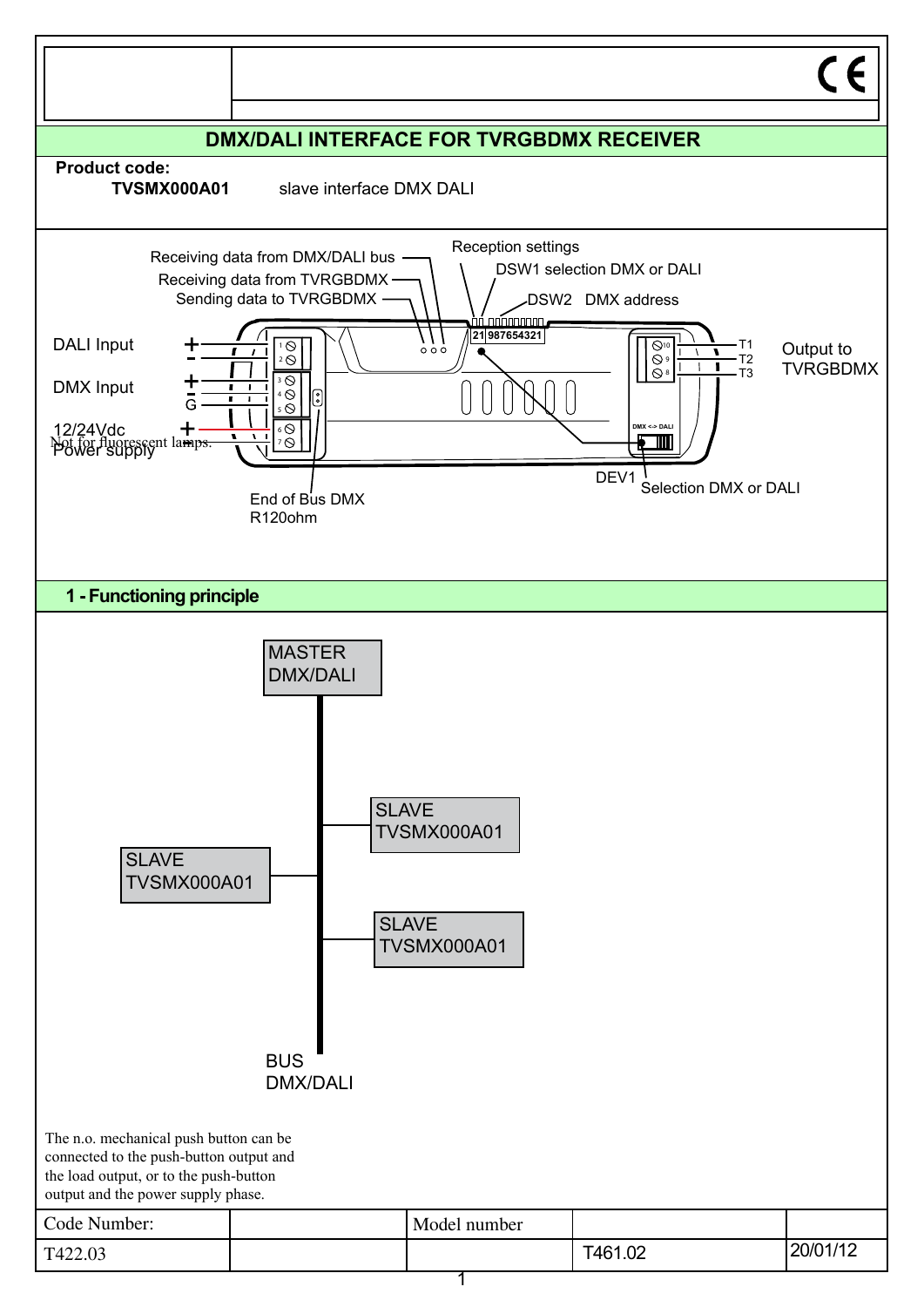## DMX/DALI INTERFACE FOR TVRGBDMX RECEIVER

**Product code:**

**TVSMX000A01** slave interface DMX DALI

Receiving data from DMX/DALI bus

Receiving data from TVRGBDMX

Sending data to TVRGBDMX

Reception settings

DSW1 selection DMX or DALI

DSW2 DMX address

DALI Input

DMX Input

12/24Vdc Power supply

Not for fluorescent lamps.

Output to TVRGBDMX

T1

T2

T3

DEV1 Selection DMX or DALI

End of Bus DMX R120ohm

## 1 - Functioning principle

MASTER DMX/DALI

SLAVE TVSMX000A01

SLAVE TVSMX000A01

SLAVE TVSMX000A01

BUS DMX/DALI

The n.o. mechanical push button can be connected to the push-button output and the load output, or to the push-button output and the power supply phase.

| Code Number: | | Model number | | |
|---|---|---|---|---|
| T422.03 | | | T461.02 | 20/01/12 |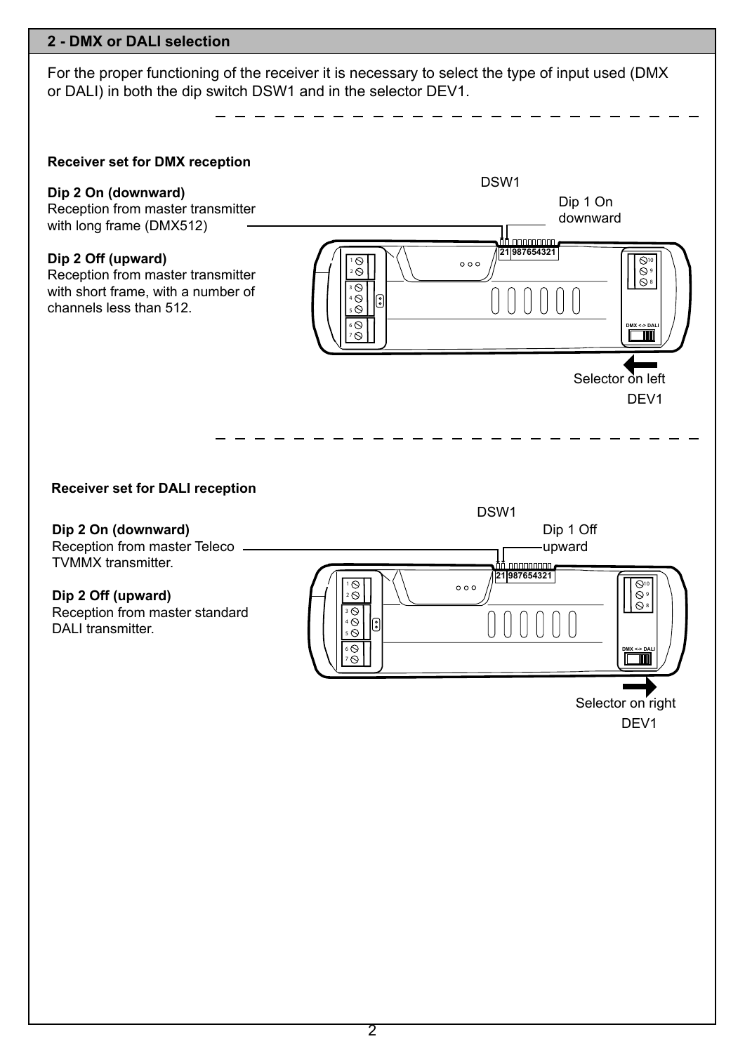## 2 - DMX or DALI selection

For the proper functioning of the receiver it is necessary to select the type of input used (DMX or DALI) in both the dip switch DSW1 and in the selector DEV1.

### Receiver set for DMX reception

**Dip 2 On (downward)**
Reception from master transmitter with long frame (DMX512)

**Dip 2 Off (upward)**
Reception from master transmitter with short frame, with a number of channels less than 512.

DSW1

Dip 1 On downward

Selector on left

DEV1

### Receiver set for DALI reception

**Dip 2 On (downward)**
Reception from master Teleco TVMMX transmitter.

**Dip 2 Off (upward)**
Reception from master standard DALI transmitter.

DSW1

Dip 1 Off upward

Selector on right

DEV1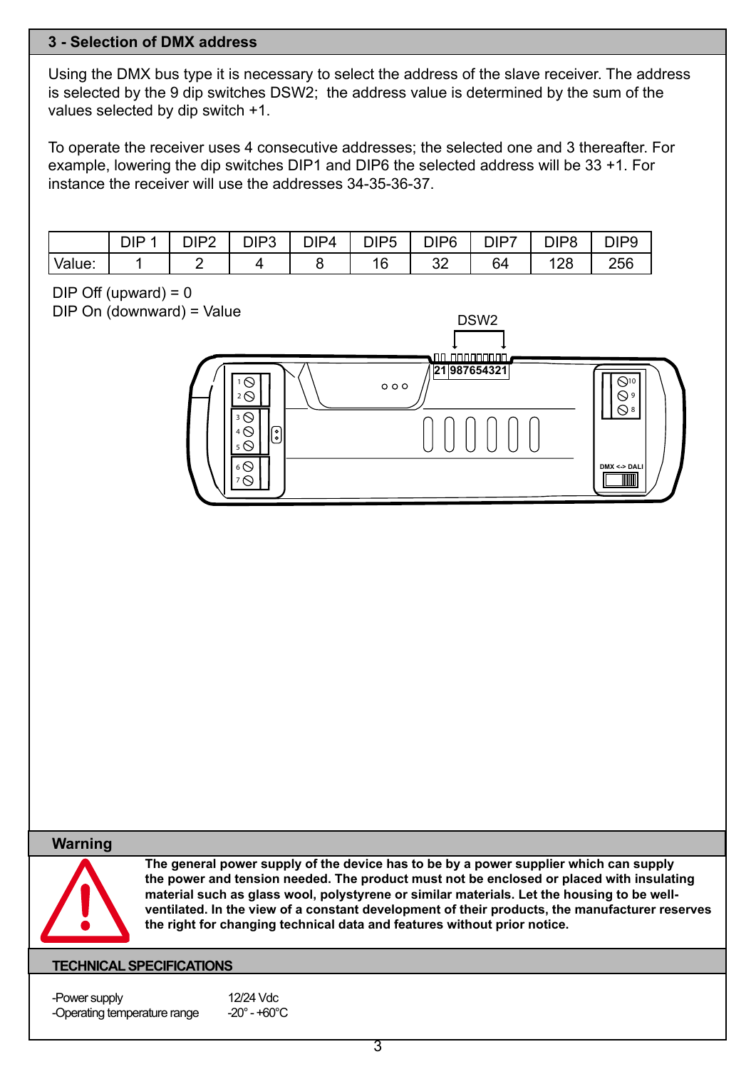## 3 - Selection of DMX address

Using the DMX bus type it is necessary to select the address of the slave receiver. The address is selected by the 9 dip switches DSW2; the address value is determined by the sum of the values selected by dip switch +1.

To operate the receiver uses 4 consecutive addresses; the selected one and 3 thereafter. For example, lowering the dip switches DIP1 and DIP6 the selected address will be 33 +1. For instance the receiver will use the addresses 34-35-36-37.

| | DIP 1 | DIP2 | DIP3 | DIP4 | DIP5 | DIP6 | DIP7 | DIP8 | DIP9 |
|---|---|---|---|---|---|---|---|---|---|
| Value: | 1 | 2 | 4 | 8 | 16 | 32 | 64 | 128 | 256 |

DIP Off (upward) = 0
DIP On (downward) = Value

DSW2

21 987654321

1 2 3 4 5 6 7

10 9 8

DMX <-> DALI

## Warning

**The general power supply of the device has to be by a power supplier which can supply the power and tension needed. The product must not be enclosed or placed with insulating material such as glass wool, polystyrene or similar materials. Let the housing to be well-ventilated. In the view of a constant development of their products, the manufacturer reserves the right for changing technical data and features without prior notice.**

## TECHNICAL SPECIFICATIONS

| | |
|---|---|
| -Power supply | 12/24 Vdc |
| -Operating temperature range | -20° - +60°C |